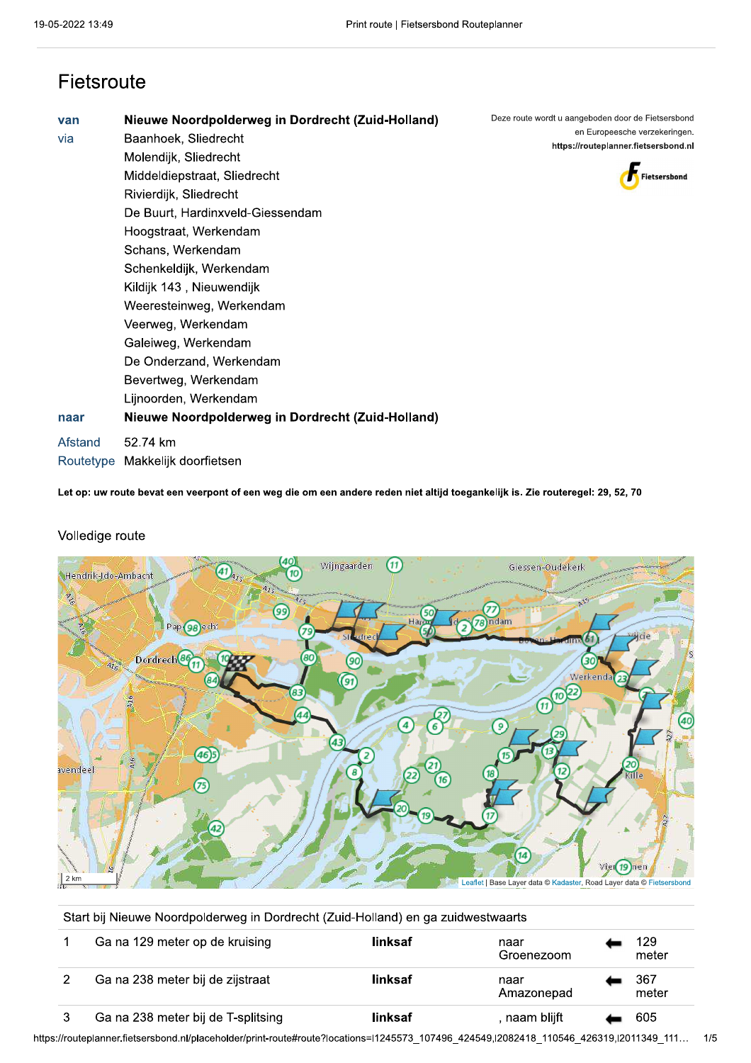# Fietsroute

| | |
|---|---|
| **van** | **Nieuwe Noordpolderweg in Dordrecht (Zuid-Holland)** |
| via | Baanhoek, Sliedrecht |
| | Molendijk, Sliedrecht |
| | Middeldiepstraat, Sliedrecht |
| | Rivierdijk, Sliedrecht |
| | De Buurt, Hardinxveld-Giessendam |
| | Hoogstraat, Werkendam |
| | Schans, Werkendam |
| | Schenkeldijk, Werkendam |
| | Kildijk 143 , Nieuwendijk |
| | Weeresteinweg, Werkendam |
| | Veerweg, Werkendam |
| | Galeiweg, Werkendam |
| | De Onderzand, Werkendam |
| | Bevertweg, Werkendam |
| | Lijnoorden, Werkendam |
| **naar** | **Nieuwe Noordpolderweg in Dordrecht (Zuid-Holland)** |
| Afstand | 52.74 km |
| Routetype | Makkelijk doorfietsen |

Deze route wordt u aangeboden door de Fietsersbond en Europeesche verzekeringen.
**https://routeplanner.fietsersbond.nl**

Fietsersbond

**Let op: uw route bevat een veerpont of een weg die om een andere reden niet altijd toegankelijk is. Zie routeregel: 29, 52, 70**

## Volledige route

2 km
Leaflet | Base Layer data © Kadaster, Road Layer data © Fietsersbond

Start bij Nieuwe Noordpolderweg in Dordrecht (Zuid-Holland) en ga zuidwestwaarts

| | | | | | |
|---|---|---|---|---|---|
| 1 | Ga na 129 meter op de kruising | **linksaf** | naar Groenezoom | ⬅ | 129 meter |
| 2 | Ga na 238 meter bij de zijstraat | **linksaf** | naar Amazonepad | ⬅ | 367 meter |
| 3 | Ga na 238 meter bij de T-splitsing | **linksaf** | , naam blijft | ⬅ | 605 |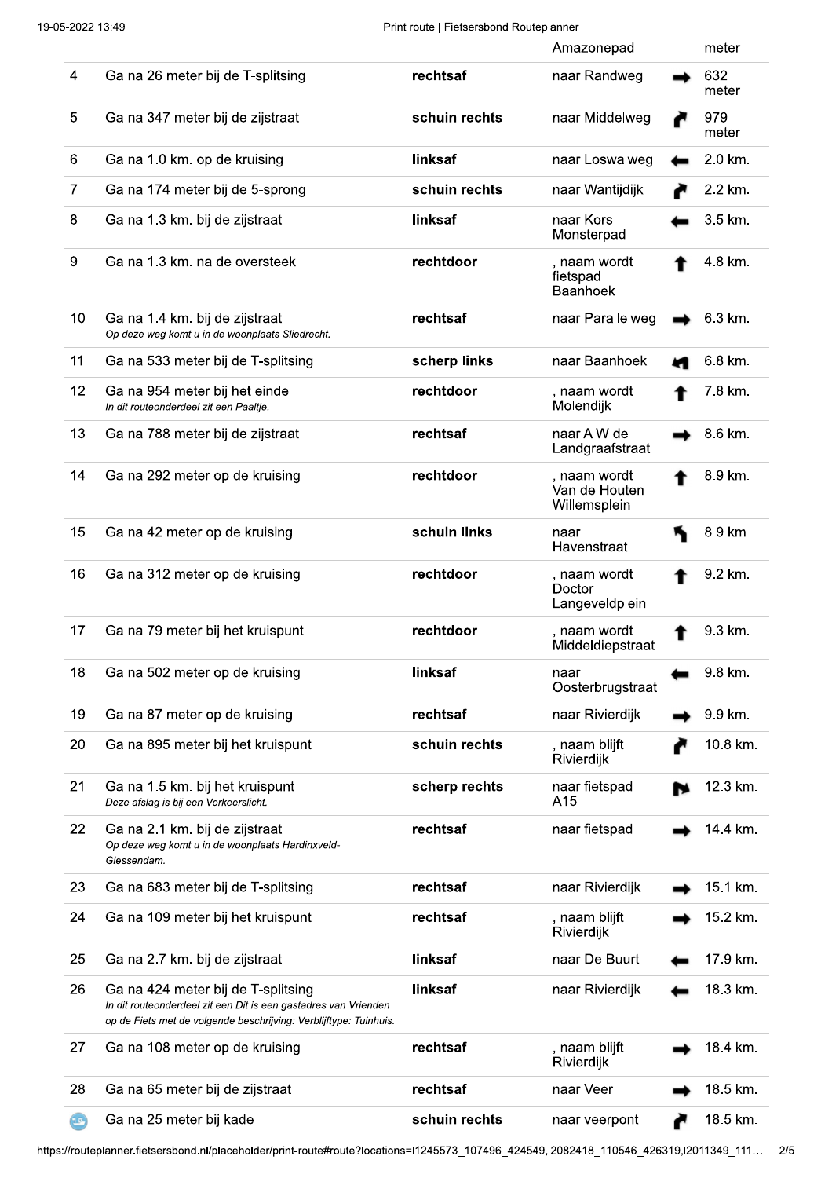| | | | Amazonepad | | meter |
|---|---|---|---|---|---|
| 4 | Ga na 26 meter bij de T-splitsing | **rechtsaf** | naar Randweg | ➡ | 632 meter |
| 5 | Ga na 347 meter bij de zijstraat | **schuin rechts** | naar Middelweg | ↱ | 979 meter |
| 6 | Ga na 1.0 km. op de kruising | **linksaf** | naar Loswalweg | ⬅ | 2.0 km. |
| 7 | Ga na 174 meter bij de 5-sprong | **schuin rechts** | naar Wantijdijk | ↱ | 2.2 km. |
| 8 | Ga na 1.3 km. bij de zijstraat | **linksaf** | naar Kors Monsterpad | ⬅ | 3.5 km. |
| 9 | Ga na 1.3 km. na de oversteek | **rechtdoor** | , naam wordt fietspad Baanhoek | ⬆ | 4.8 km. |
| 10 | Ga na 1.4 km. bij de zijstraat<br>*Op deze weg komt u in de woonplaats Sliedrecht.* | **rechtsaf** | naar Parallelweg | ➡ | 6.3 km. |
| 11 | Ga na 533 meter bij de T-splitsing | **scherp links** | naar Baanhoek | ↰ | 6.8 km. |
| 12 | Ga na 954 meter bij het einde<br>*In dit routeonderdeel zit een Paaltje.* | **rechtdoor** | , naam wordt Molendijk | ⬆ | 7.8 km. |
| 13 | Ga na 788 meter bij de zijstraat | **rechtsaf** | naar A W de Landgraafstraat | ➡ | 8.6 km. |
| 14 | Ga na 292 meter op de kruising | **rechtdoor** | , naam wordt Van de Houten Willemsplein | ⬆ | 8.9 km. |
| 15 | Ga na 42 meter op de kruising | **schuin links** | naar Havenstraat | ↰ | 8.9 km. |
| 16 | Ga na 312 meter op de kruising | **rechtdoor** | , naam wordt Doctor Langeveldplein | ⬆ | 9.2 km. |
| 17 | Ga na 79 meter bij het kruispunt | **rechtdoor** | , naam wordt Middeldiepstraat | ⬆ | 9.3 km. |
| 18 | Ga na 502 meter op de kruising | **linksaf** | naar Oosterbrugstraat | ⬅ | 9.8 km. |
| 19 | Ga na 87 meter op de kruising | **rechtsaf** | naar Rivierdijk | ➡ | 9.9 km. |
| 20 | Ga na 895 meter bij het kruispunt | **schuin rechts** | , naam blijft Rivierdijk | ↱ | 10.8 km. |
| 21 | Ga na 1.5 km. bij het kruispunt<br>*Deze afslag is bij een Verkeerslicht.* | **scherp rechts** | naar fietspad A15 | ↱ | 12.3 km. |
| 22 | Ga na 2.1 km. bij de zijstraat<br>*Op deze weg komt u in de woonplaats Hardinxveld-Giessendam.* | **rechtsaf** | naar fietspad | ➡ | 14.4 km. |
| 23 | Ga na 683 meter bij de T-splitsing | **rechtsaf** | naar Rivierdijk | ➡ | 15.1 km. |
| 24 | Ga na 109 meter bij het kruispunt | **rechtsaf** | , naam blijft Rivierdijk | ➡ | 15.2 km. |
| 25 | Ga na 2.7 km. bij de zijstraat | **linksaf** | naar De Buurt | ⬅ | 17.9 km. |
| 26 | Ga na 424 meter bij de T-splitsing<br>*In dit routeonderdeel zit een Dit is een gastadres van Vrienden op de Fiets met de volgende beschrijving: Verblijftype: Tuinhuis.* | **linksaf** | naar Rivierdijk | ⬅ | 18.3 km. |
| 27 | Ga na 108 meter op de kruising | **rechtsaf** | , naam blijft Rivierdijk | ➡ | 18.4 km. |
| 28 | Ga na 65 meter bij de zijstraat | **rechtsaf** | naar Veer | ➡ | 18.5 km. |
| ⛴ | Ga na 25 meter bij kade | **schuin rechts** | naar veerpont | ↱ | 18.5 km. |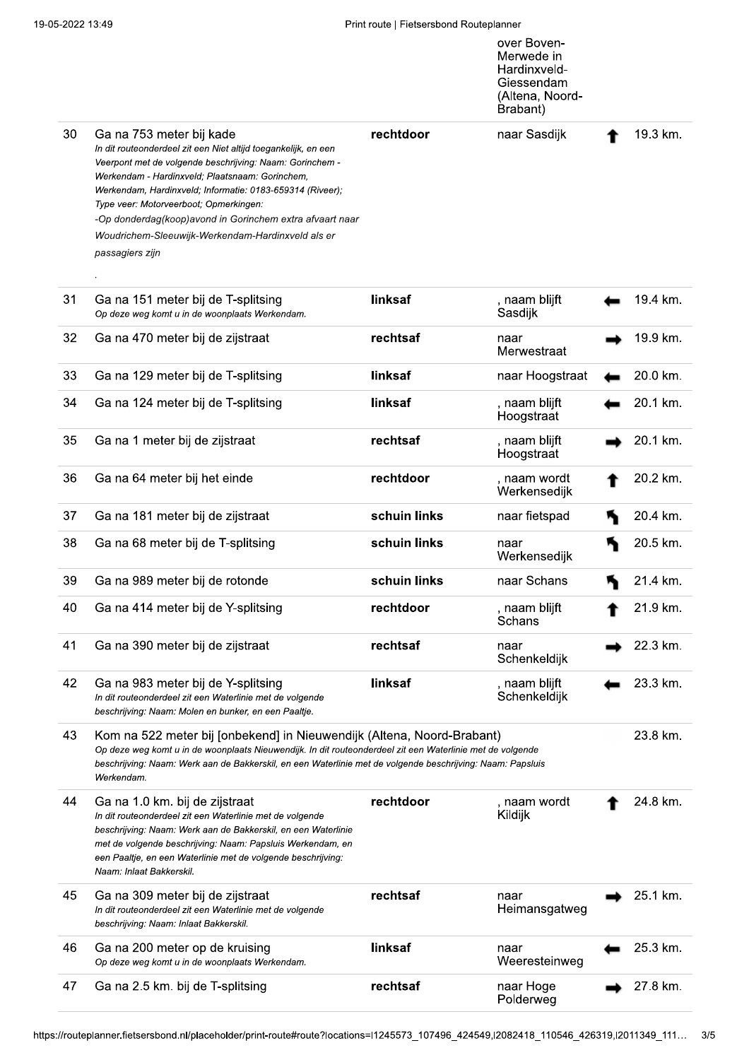| | | | | | |
|---|---|---|---|---|---|
| | | | over Boven-Merwede in Hardinxveld-Giessendam (Altena, Noord-Brabant) | | |
| 30 | Ga na 753 meter bij kade<br>*In dit routeonderdeel zit een Niet altijd toegankelijk, en een Veerpont met de volgende beschrijving: Naam: Gorinchem - Werkendam - Hardinxveld; Plaatsnaam: Gorinchem, Werkendam, Hardinxveld; Informatie: 0183-659314 (Riveer); Type veer: Motorveerboot; Opmerkingen:*<br>*-Op donderdag(koop)avond in Gorinchem extra afvaart naar Woudrichem-Sleeuwijk-Werkendam-Hardinxveld als er passagiers zijn*<br>*.* | **rechtdoor** | naar Sasdijk | ↑ | 19.3 km. |
| 31 | Ga na 151 meter bij de T-splitsing<br>*Op deze weg komt u in de woonplaats Werkendam.* | **linksaf** | , naam blijft Sasdijk | ← | 19.4 km. |
| 32 | Ga na 470 meter bij de zijstraat | **rechtsaf** | naar Merwestraat | → | 19.9 km. |
| 33 | Ga na 129 meter bij de T-splitsing | **linksaf** | naar Hoogstraat | ← | 20.0 km. |
| 34 | Ga na 124 meter bij de T-splitsing | **linksaf** | , naam blijft Hoogstraat | ← | 20.1 km. |
| 35 | Ga na 1 meter bij de zijstraat | **rechtsaf** | , naam blijft Hoogstraat | → | 20.1 km. |
| 36 | Ga na 64 meter bij het einde | **rechtdoor** | , naam wordt Werkensedijk | ↑ | 20.2 km. |
| 37 | Ga na 181 meter bij de zijstraat | **schuin links** | naar fietspad | ↖ | 20.4 km. |
| 38 | Ga na 68 meter bij de T-splitsing | **schuin links** | naar Werkensedijk | ↖ | 20.5 km. |
| 39 | Ga na 989 meter bij de rotonde | **schuin links** | naar Schans | ↖ | 21.4 km. |
| 40 | Ga na 414 meter bij de Y-splitsing | **rechtdoor** | , naam blijft Schans | ↑ | 21.9 km. |
| 41 | Ga na 390 meter bij de zijstraat | **rechtsaf** | naar Schenkeldijk | → | 22.3 km. |
| 42 | Ga na 983 meter bij de Y-splitsing<br>*In dit routeonderdeel zit een Waterlinie met de volgende beschrijving: Naam: Molen en bunker, en een Paaltje.* | **linksaf** | , naam blijft Schenkeldijk | ← | 23.3 km. |
| 43 | Kom na 522 meter bij [onbekend] in Nieuwendijk (Altena, Noord-Brabant)<br>*Op deze weg komt u in de woonplaats Nieuwendijk. In dit routeonderdeel zit een Waterlinie met de volgende beschrijving: Naam: Werk aan de Bakkerskil, en een Waterlinie met de volgende beschrijving: Naam: Papsluis Werkendam.* | | | | 23.8 km. |
| 44 | Ga na 1.0 km. bij de zijstraat<br>*In dit routeonderdeel zit een Waterlinie met de volgende beschrijving: Naam: Werk aan de Bakkerskil, en een Waterlinie met de volgende beschrijving: Naam: Papsluis Werkendam, en een Paaltje, en een Waterlinie met de volgende beschrijving: Naam: Inlaat Bakkerskil.* | **rechtdoor** | , naam wordt Kildijk | ↑ | 24.8 km. |
| 45 | Ga na 309 meter bij de zijstraat<br>*In dit routeonderdeel zit een Waterlinie met de volgende beschrijving: Naam: Inlaat Bakkerskil.* | **rechtsaf** | naar Heimansgatweg | → | 25.1 km. |
| 46 | Ga na 200 meter op de kruising<br>*Op deze weg komt u in de woonplaats Werkendam.* | **linksaf** | naar Weeresteinweg | ← | 25.3 km. |
| 47 | Ga na 2.5 km. bij de T-splitsing | **rechtsaf** | naar Hoge Polderweg | → | 27.8 km. |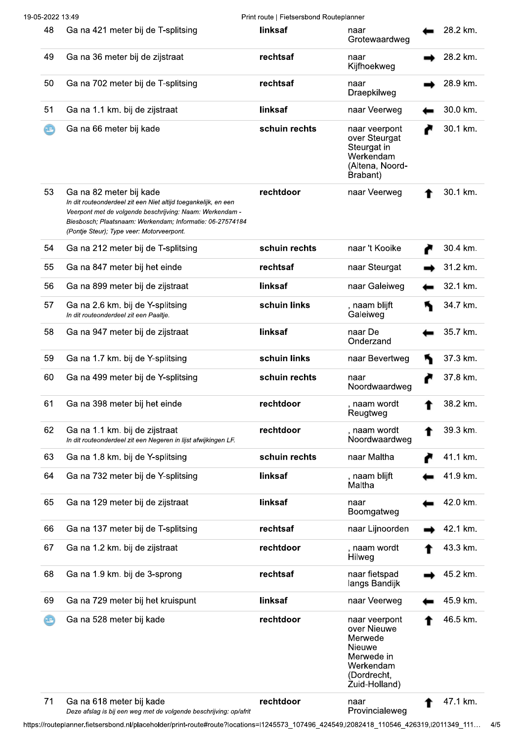| | | | | | |
|---|---|---|---|---|---|
| 48 | Ga na 421 meter bij de T-splitsing | **linksaf** | naar Grotewaardweg | ⬅ | 28.2 km. |
| 49 | Ga na 36 meter bij de zijstraat | **rechtsaf** | naar Kijfhoekweg | ➡ | 28.2 km. |
| 50 | Ga na 702 meter bij de T-splitsing | **rechtsaf** | naar Draepkilweg | ➡ | 28.9 km. |
| 51 | Ga na 1.1 km. bij de zijstraat | **linksaf** | naar Veerweg | ⬅ | 30.0 km. |
| | Ga na 66 meter bij kade | **schuin rechts** | naar veerpont over Steurgat Steurgat in Werkendam (Altena, Noord-Brabant) | ↗ | 30.1 km. |
| 53 | Ga na 82 meter bij kade<br>*In dit routeonderdeel zit een Niet altijd toegankelijk, en een Veerpont met de volgende beschrijving: Naam: Werkendam - Biesbosch; Plaatsnaam: Werkendam; Informatie: 06-27574184 (Pontje Steur); Type veer: Motorveerpont.* | **rechtdoor** | naar Veerweg | ⬆ | 30.1 km. |
| 54 | Ga na 212 meter bij de T-splitsing | **schuin rechts** | naar 't Kooike | ↗ | 30.4 km. |
| 55 | Ga na 847 meter bij het einde | **rechtsaf** | naar Steurgat | ➡ | 31.2 km. |
| 56 | Ga na 899 meter bij de zijstraat | **linksaf** | naar Galeiweg | ⬅ | 32.1 km. |
| 57 | Ga na 2.6 km. bij de Y-splitsing<br>*In dit routeonderdeel zit een Paaltje.* | **schuin links** | , naam blijft Galeiweg | ↖ | 34.7 km. |
| 58 | Ga na 947 meter bij de zijstraat | **linksaf** | naar De Onderzand | ⬅ | 35.7 km. |
| 59 | Ga na 1.7 km. bij de Y-splitsing | **schuin links** | naar Bevertweg | ↖ | 37.3 km. |
| 60 | Ga na 499 meter bij de Y-splitsing | **schuin rechts** | naar Noordwaardweg | ↗ | 37.8 km. |
| 61 | Ga na 398 meter bij het einde | **rechtdoor** | , naam wordt Reugtweg | ⬆ | 38.2 km. |
| 62 | Ga na 1.1 km. bij de zijstraat<br>*In dit routeonderdeel zit een Negeren in lijst afwijkingen LF.* | **rechtdoor** | , naam wordt Noordwaardweg | ⬆ | 39.3 km. |
| 63 | Ga na 1.8 km. bij de Y-splitsing | **schuin rechts** | naar Maltha | ↗ | 41.1 km. |
| 64 | Ga na 732 meter bij de Y-splitsing | **linksaf** | , naam blijft Maltha | ⬅ | 41.9 km. |
| 65 | Ga na 129 meter bij de zijstraat | **linksaf** | naar Boomgatweg | ⬅ | 42.0 km. |
| 66 | Ga na 137 meter bij de T-splitsing | **rechtsaf** | naar Lijnoorden | ➡ | 42.1 km. |
| 67 | Ga na 1.2 km. bij de zijstraat | **rechtdoor** | , naam wordt Hilweg | ⬆ | 43.3 km. |
| 68 | Ga na 1.9 km. bij de 3-sprong | **rechtsaf** | naar fietspad langs Bandijk | ➡ | 45.2 km. |
| 69 | Ga na 729 meter bij het kruispunt | **linksaf** | naar Veerweg | ⬅ | 45.9 km. |
| | Ga na 528 meter bij kade | **rechtdoor** | naar veerpont over Nieuwe Merwede Nieuwe Merwede in Werkendam (Dordrecht, Zuid-Holland) | ⬆ | 46.5 km. |
| 71 | Ga na 618 meter bij kade<br>*Deze afslag is bij een weg met de volgende beschrijving: op/afrit* | **rechtdoor** | naar Provincialeweg | ⬆ | 47.1 km. |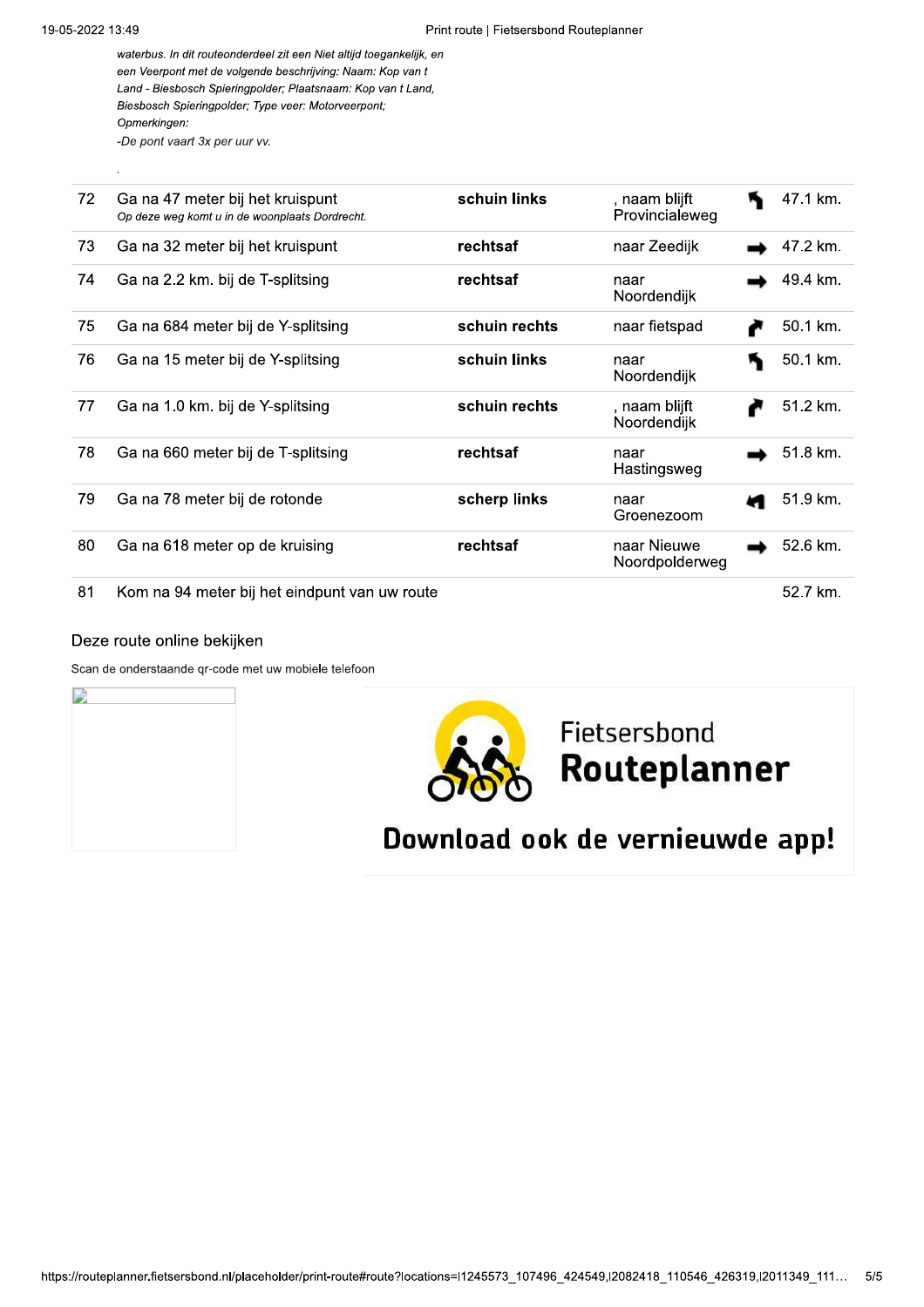*waterbus. In dit routeonderdeel zit een Niet altijd toegankelijk, en een Veerpont met de volgende beschrijving: Naam: Kop van t Land - Biesbosch Spieringpolder; Plaatsnaam: Kop van t Land, Biesbosch Spieringpolder; Type veer: Motorveerpont; Opmerkingen:*
*-De pont vaart 3x per uur vv.*

.

| | | | | | |
|---|---|---|---|---|---|
| 72 | Ga na 47 meter bij het kruispunt<br>*Op deze weg komt u in de woonplaats Dordrecht.* | **schuin links** | , naam blijft Provincialeweg | ↖ | 47.1 km. |
| 73 | Ga na 32 meter bij het kruispunt | **rechtsaf** | naar Zeedijk | ➡ | 47.2 km. |
| 74 | Ga na 2.2 km. bij de T-splitsing | **rechtsaf** | naar Noordendijk | ➡ | 49.4 km. |
| 75 | Ga na 684 meter bij de Y-splitsing | **schuin rechts** | naar fietspad | ↗ | 50.1 km. |
| 76 | Ga na 15 meter bij de Y-splitsing | **schuin links** | naar Noordendijk | ↖ | 50.1 km. |
| 77 | Ga na 1.0 km. bij de Y-splitsing | **schuin rechts** | , naam blijft Noordendijk | ↗ | 51.2 km. |
| 78 | Ga na 660 meter bij de T-splitsing | **rechtsaf** | naar Hastingsweg | ➡ | 51.8 km. |
| 79 | Ga na 78 meter bij de rotonde | **scherp links** | naar Groenezoom | ↙ | 51.9 km. |
| 80 | Ga na 618 meter op de kruising | **rechtsaf** | naar Nieuwe Noordpolderweg | ➡ | 52.6 km. |
| 81 | Kom na 94 meter bij het eindpunt van uw route | | | | 52.7 km. |

## Deze route online bekijken

Scan de onderstaande qr-code met uw mobiele telefoon

Fietsersbond **Routeplanner**

**Download ook de vernieuwde app!**